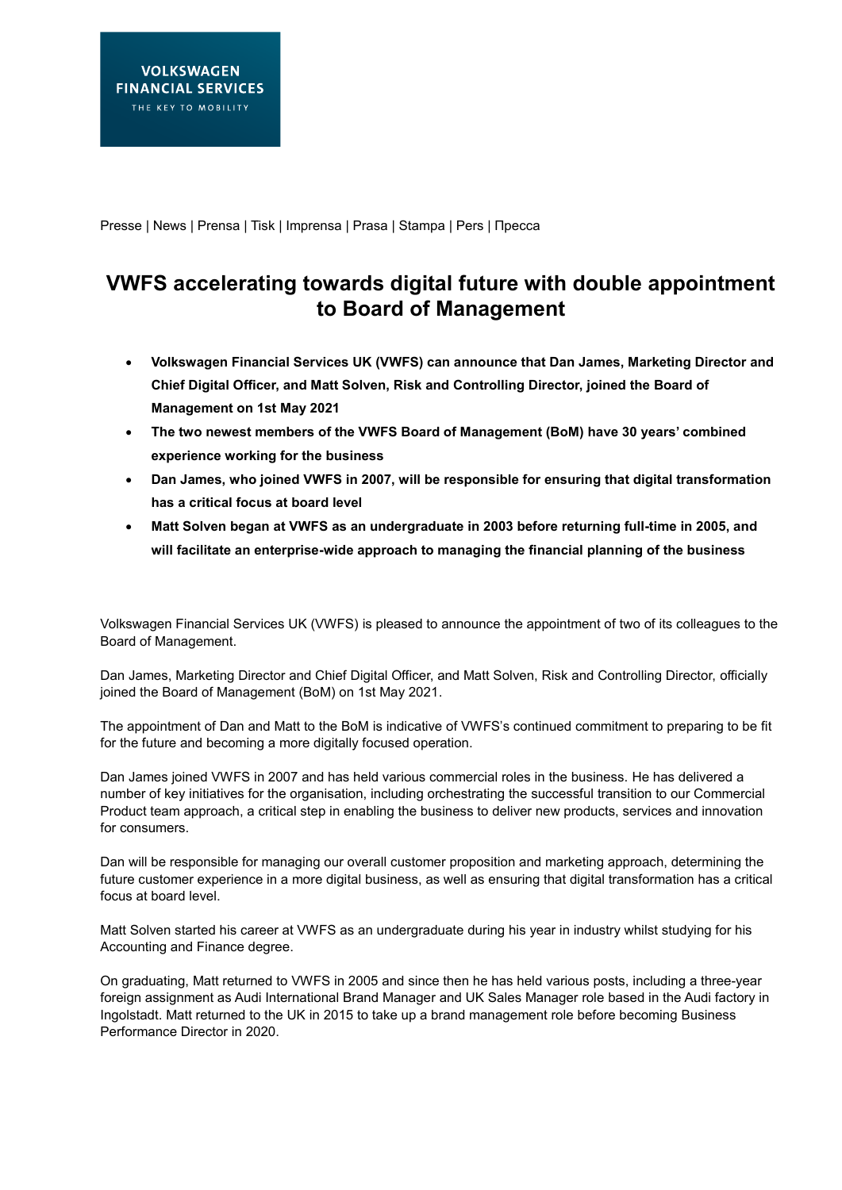VOLKSWAGEN FINANCIAL SERVICES
THE KEY TO MOBILITY

Presse | News | Prensa | Tisk | Imprensa | Prasa | Stampa | Pers | Пресса

# VWFS accelerating towards digital future with double appointment to Board of Management

- **Volkswagen Financial Services UK (VWFS) can announce that Dan James, Marketing Director and Chief Digital Officer, and Matt Solven, Risk and Controlling Director, joined the Board of Management on 1st May 2021**
- **The two newest members of the VWFS Board of Management (BoM) have 30 years' combined experience working for the business**
- **Dan James, who joined VWFS in 2007, will be responsible for ensuring that digital transformation has a critical focus at board level**
- **Matt Solven began at VWFS as an undergraduate in 2003 before returning full-time in 2005, and will facilitate an enterprise-wide approach to managing the financial planning of the business**

Volkswagen Financial Services UK (VWFS) is pleased to announce the appointment of two of its colleagues to the Board of Management.

Dan James, Marketing Director and Chief Digital Officer, and Matt Solven, Risk and Controlling Director, officially joined the Board of Management (BoM) on 1st May 2021.

The appointment of Dan and Matt to the BoM is indicative of VWFS's continued commitment to preparing to be fit for the future and becoming a more digitally focused operation.

Dan James joined VWFS in 2007 and has held various commercial roles in the business. He has delivered a number of key initiatives for the organisation, including orchestrating the successful transition to our Commercial Product team approach, a critical step in enabling the business to deliver new products, services and innovation for consumers.

Dan will be responsible for managing our overall customer proposition and marketing approach, determining the future customer experience in a more digital business, as well as ensuring that digital transformation has a critical focus at board level.

Matt Solven started his career at VWFS as an undergraduate during his year in industry whilst studying for his Accounting and Finance degree.

On graduating, Matt returned to VWFS in 2005 and since then he has held various posts, including a three-year foreign assignment as Audi International Brand Manager and UK Sales Manager role based in the Audi factory in Ingolstadt. Matt returned to the UK in 2015 to take up a brand management role before becoming Business Performance Director in 2020.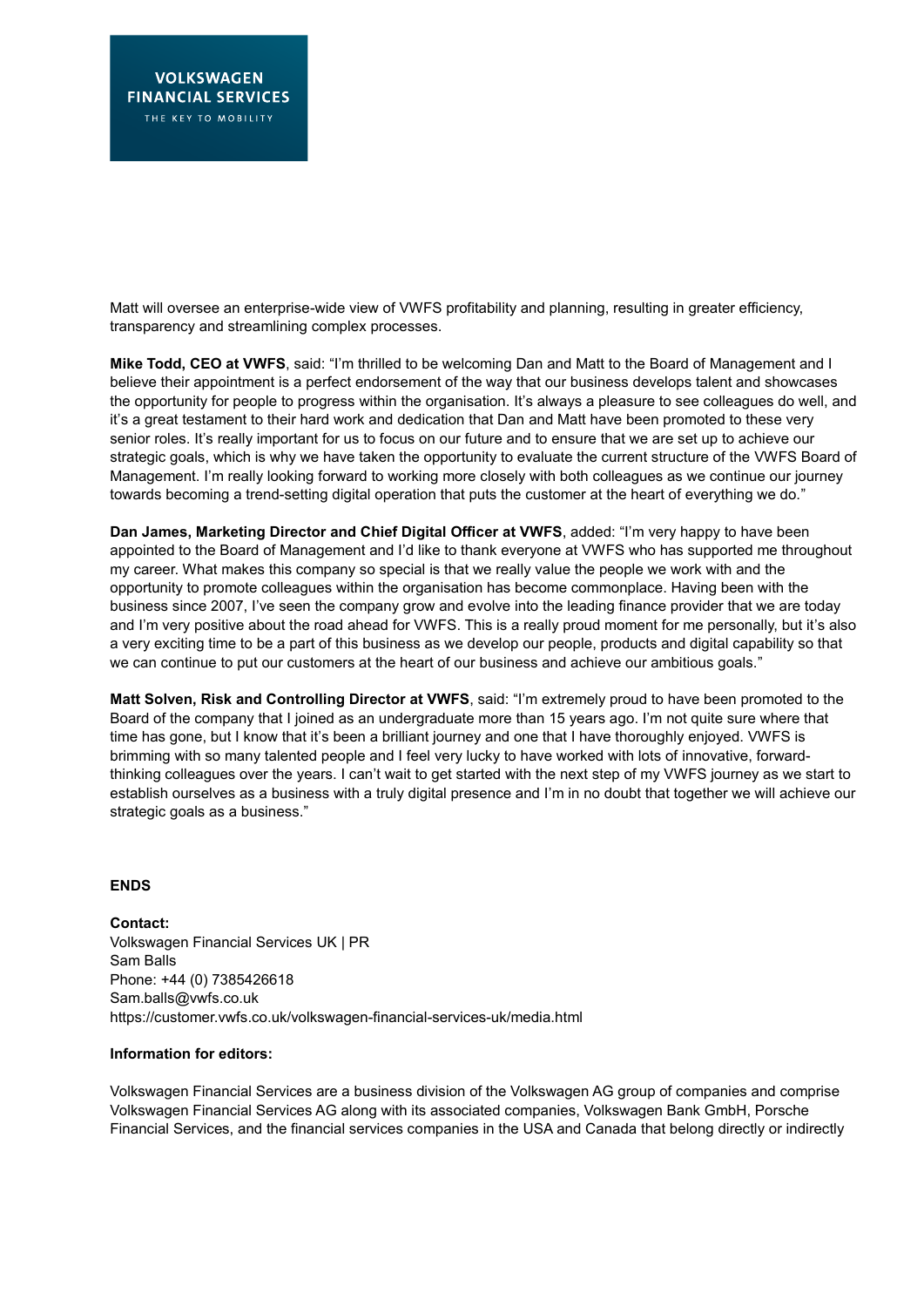Matt will oversee an enterprise-wide view of VWFS profitability and planning, resulting in greater efficiency, transparency and streamlining complex processes.

**Mike Todd, CEO at VWFS**, said: "I'm thrilled to be welcoming Dan and Matt to the Board of Management and I believe their appointment is a perfect endorsement of the way that our business develops talent and showcases the opportunity for people to progress within the organisation. It's always a pleasure to see colleagues do well, and it's a great testament to their hard work and dedication that Dan and Matt have been promoted to these very senior roles. It's really important for us to focus on our future and to ensure that we are set up to achieve our strategic goals, which is why we have taken the opportunity to evaluate the current structure of the VWFS Board of Management. I'm really looking forward to working more closely with both colleagues as we continue our journey towards becoming a trend-setting digital operation that puts the customer at the heart of everything we do."

**Dan James, Marketing Director and Chief Digital Officer at VWFS**, added: "I'm very happy to have been appointed to the Board of Management and I'd like to thank everyone at VWFS who has supported me throughout my career. What makes this company so special is that we really value the people we work with and the opportunity to promote colleagues within the organisation has become commonplace. Having been with the business since 2007, I've seen the company grow and evolve into the leading finance provider that we are today and I'm very positive about the road ahead for VWFS. This is a really proud moment for me personally, but it's also a very exciting time to be a part of this business as we develop our people, products and digital capability so that we can continue to put our customers at the heart of our business and achieve our ambitious goals."

**Matt Solven, Risk and Controlling Director at VWFS**, said: "I'm extremely proud to have been promoted to the Board of the company that I joined as an undergraduate more than 15 years ago. I'm not quite sure where that time has gone, but I know that it's been a brilliant journey and one that I have thoroughly enjoyed. VWFS is brimming with so many talented people and I feel very lucky to have worked with lots of innovative, forward-thinking colleagues over the years. I can't wait to get started with the next step of my VWFS journey as we start to establish ourselves as a business with a truly digital presence and I'm in no doubt that together we will achieve our strategic goals as a business."

**ENDS**

**Contact:**
Volkswagen Financial Services UK | PR
Sam Balls
Phone: +44 (0) 7385426618
Sam.balls@vwfs.co.uk
https://customer.vwfs.co.uk/volkswagen-financial-services-uk/media.html

**Information for editors:**

Volkswagen Financial Services are a business division of the Volkswagen AG group of companies and comprise Volkswagen Financial Services AG along with its associated companies, Volkswagen Bank GmbH, Porsche Financial Services, and the financial services companies in the USA and Canada that belong directly or indirectly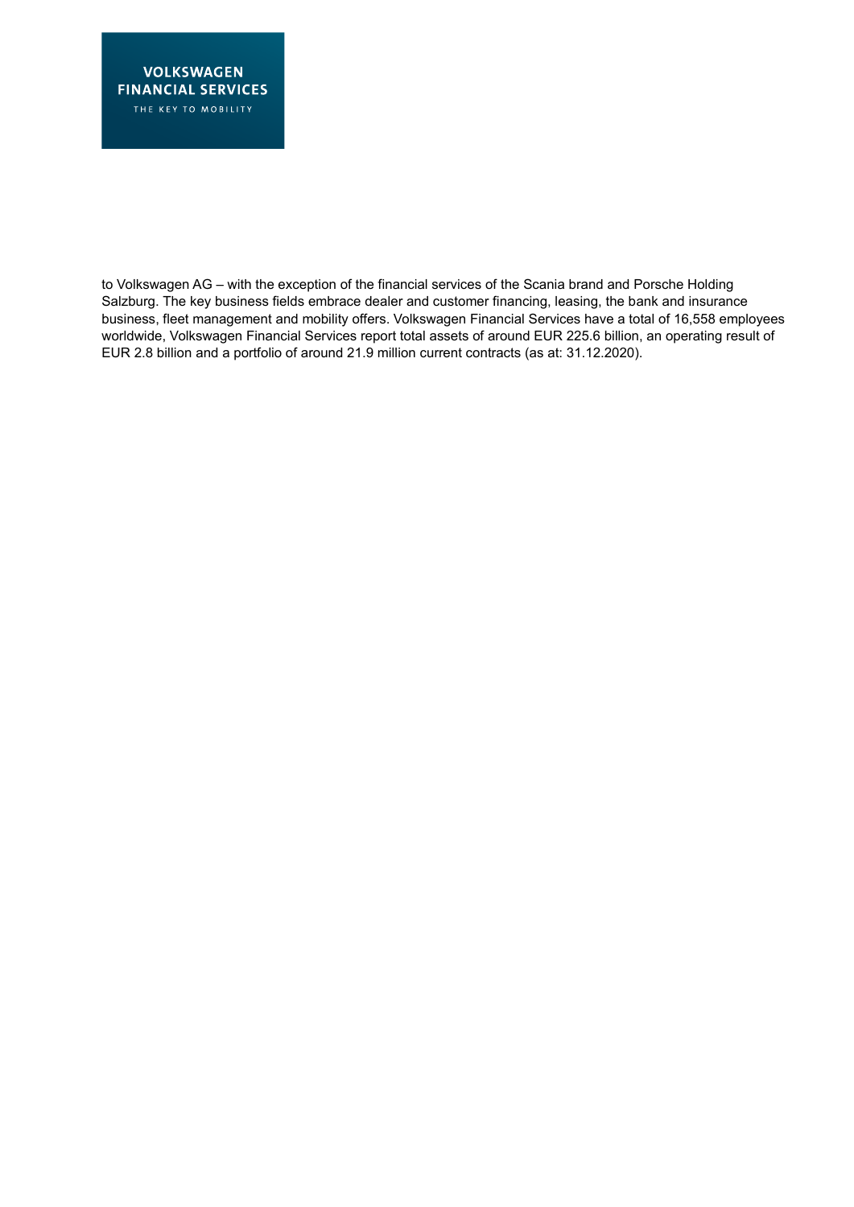to Volkswagen AG – with the exception of the financial services of the Scania brand and Porsche Holding Salzburg. The key business fields embrace dealer and customer financing, leasing, the bank and insurance business, fleet management and mobility offers. Volkswagen Financial Services have a total of 16,558 employees worldwide, Volkswagen Financial Services report total assets of around EUR 225.6 billion, an operating result of EUR 2.8 billion and a portfolio of around 21.9 million current contracts (as at: 31.12.2020).